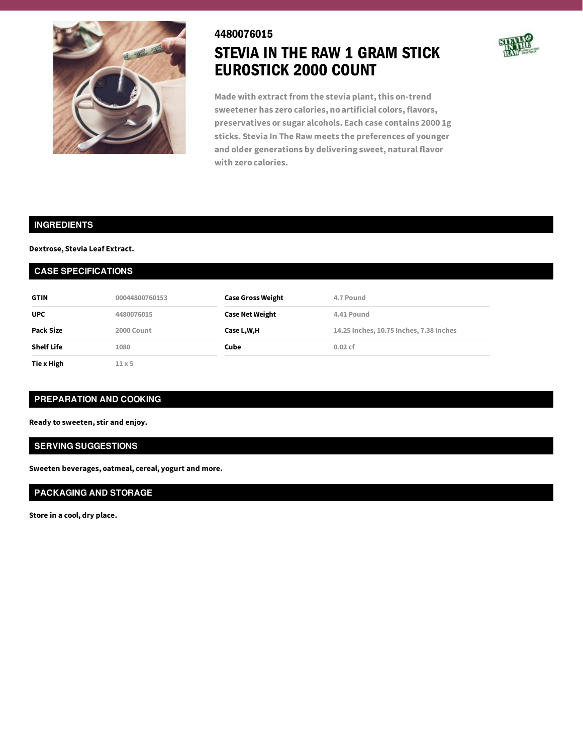4480076015

# STEVIA IN THE RAW 1 GRAM STICK EUROSTICK 2000 COUNT

Made with extract from the stevia plant, this on-trend sweetener has zero calories, no artificial colors, flavors, preservatives or sugar alcohols. Each case contains 2000 1g sticks. Stevia In The Raw meets the preferences of younger and older generations by delivering sweet, natural flavor with zero calories.

## INGREDIENTS

**Dextrose, Stevia Leaf Extract.**

## CASE SPECIFICATIONS

| | | | |
|---|---|---|---|
| **GTIN** | 00044800760153 | **Case Gross Weight** | 4.7 Pound |
| **UPC** | 4480076015 | **Case Net Weight** | 4.41 Pound |
| **Pack Size** | 2000 Count | **Case L,W,H** | 14.25 Inches, 10.75 Inches, 7.38 Inches |
| **Shelf Life** | 1080 | **Cube** | 0.02 cf |
| **Tie x High** | 11 x 5 | | |

## PREPARATION AND COOKING

**Ready to sweeten, stir and enjoy.**

## SERVING SUGGESTIONS

**Sweeten beverages, oatmeal, cereal, yogurt and more.**

## PACKAGING AND STORAGE

**Store in a cool, dry place.**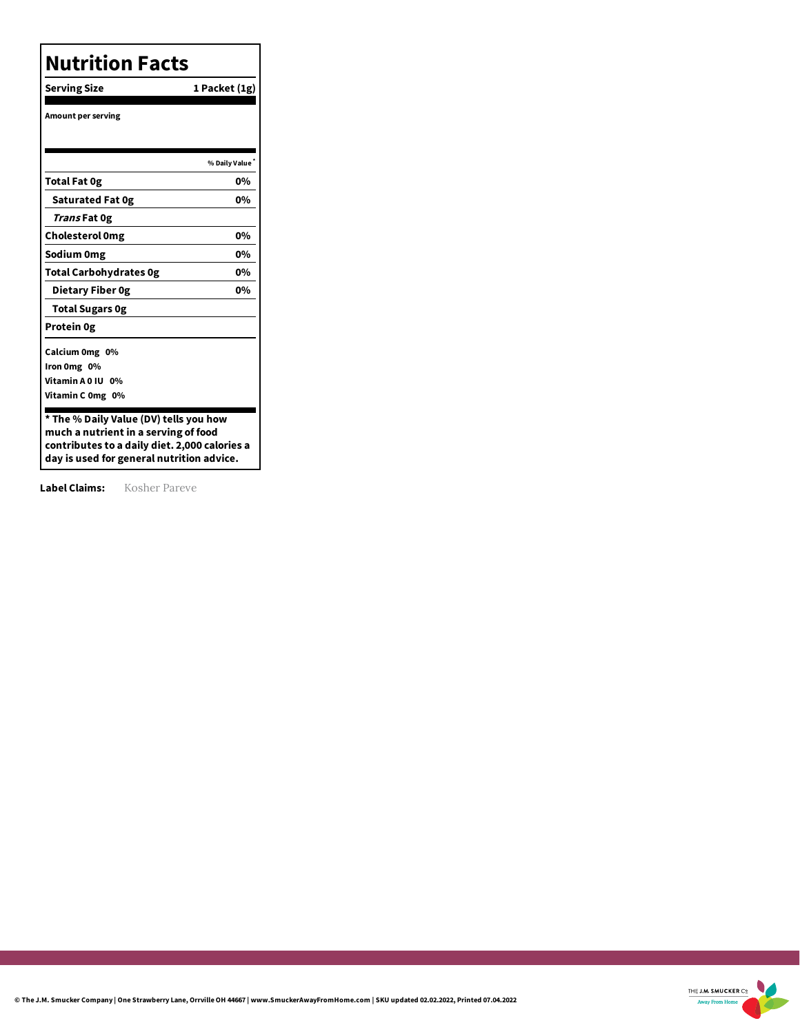# Nutrition Facts

| | |
|---|---|
| **Serving Size** | **1 Packet (1g)** |

**Amount per serving**

| | % Daily Value * |
|---|---|
| **Total Fat 0g** | **0%** |
| Saturated Fat 0g | **0%** |
| *Trans* Fat 0g | |
| **Cholesterol 0mg** | **0%** |
| **Sodium 0mg** | **0%** |
| **Total Carbohydrates 0g** | **0%** |
| Dietary Fiber 0g | **0%** |
| Total Sugars 0g | |
| **Protein 0g** | |

Calcium 0mg 0%
Iron 0mg 0%
Vitamin A 0 IU 0%
Vitamin C 0mg 0%

* The % Daily Value (DV) tells you how much a nutrient in a serving of food contributes to a daily diet. 2,000 calories a day is used for general nutrition advice.

**Label Claims:** Kosher Pareve

© The J.M. Smucker Company | One Strawberry Lane, Orrville OH 44667 | www.SmuckerAwayFromHome.com | SKU updated 02.02.2022, Printed 07.04.2022